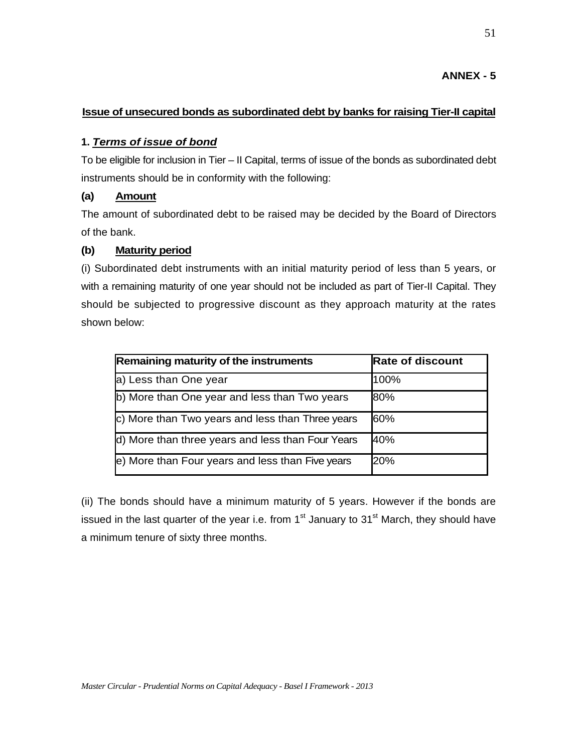**ANNEX - 5**

## Issue of unsecured bonds as subordinated debt by banks for raising Tier-II capital

### 1. *Terms of issue of bond*

To be eligible for inclusion in Tier – II Capital, terms of issue of the bonds as subordinated debt instruments should be in conformity with the following:

**(a) Amount**

The amount of subordinated debt to be raised may be decided by the Board of Directors of the bank.

**(b) Maturity period**

(i) Subordinated debt instruments with an initial maturity period of less than 5 years, or with a remaining maturity of one year should not be included as part of Tier-II Capital. They should be subjected to progressive discount as they approach maturity at the rates shown below:

| Remaining maturity of the instruments | Rate of discount |
| --- | --- |
| a) Less than One year | 100% |
| b) More than One year and less than Two years | 80% |
| c) More than Two years and less than Three years | 60% |
| d) More than three years and less than Four Years | 40% |
| e) More than Four years and less than Five years | 20% |

(ii) The bonds should have a minimum maturity of 5 years. However if the bonds are issued in the last quarter of the year i.e. from 1st January to 31st March, they should have a minimum tenure of sixty three months.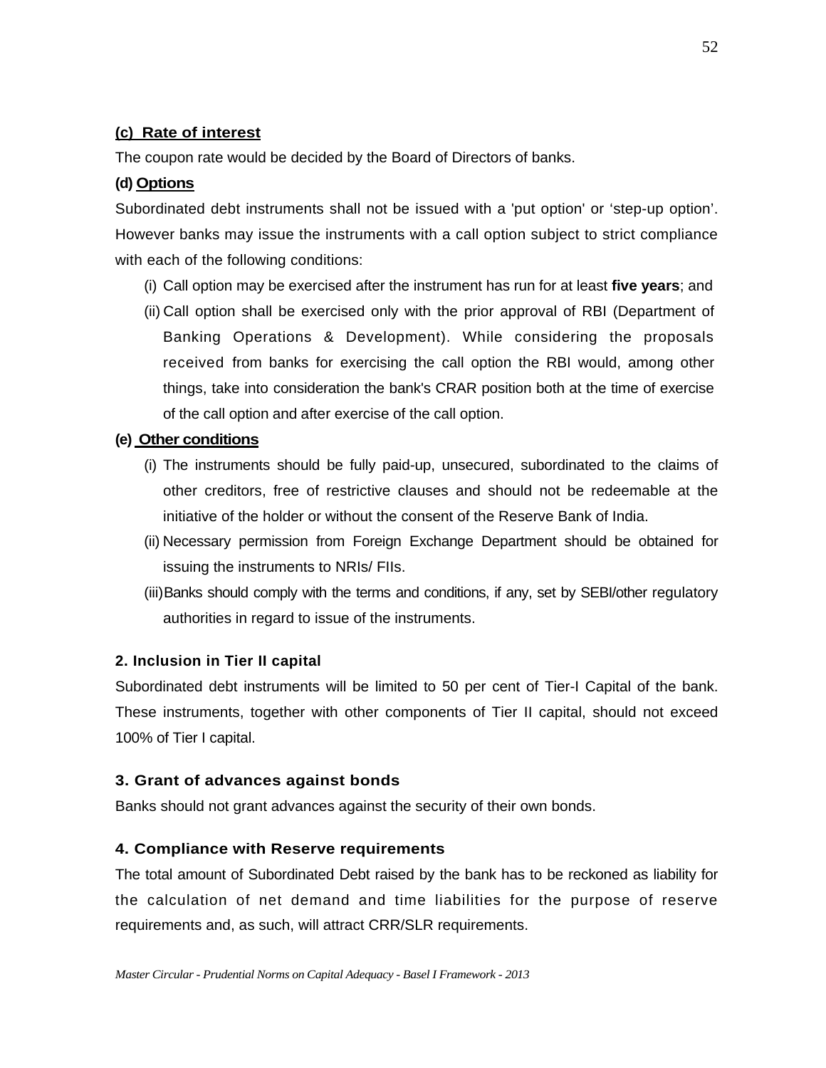**(c) Rate of interest**

The coupon rate would be decided by the Board of Directors of banks.

**(d) Options**

Subordinated debt instruments shall not be issued with a 'put option' or 'step-up option'. However banks may issue the instruments with a call option subject to strict compliance with each of the following conditions:

(i) Call option may be exercised after the instrument has run for at least **five years**; and

(ii) Call option shall be exercised only with the prior approval of RBI (Department of Banking Operations & Development). While considering the proposals received from banks for exercising the call option the RBI would, among other things, take into consideration the bank's CRAR position both at the time of exercise of the call option and after exercise of the call option.

**(e) Other conditions**

(i) The instruments should be fully paid-up, unsecured, subordinated to the claims of other creditors, free of restrictive clauses and should not be redeemable at the initiative of the holder or without the consent of the Reserve Bank of India.

(ii) Necessary permission from Foreign Exchange Department should be obtained for issuing the instruments to NRIs/ FIIs.

(iii) Banks should comply with the terms and conditions, if any, set by SEBI/other regulatory authorities in regard to issue of the instruments.

**2. Inclusion in Tier II capital**

Subordinated debt instruments will be limited to 50 per cent of Tier-I Capital of the bank. These instruments, together with other components of Tier II capital, should not exceed 100% of Tier I capital.

**3. Grant of advances against bonds**

Banks should not grant advances against the security of their own bonds.

**4. Compliance with Reserve requirements**

The total amount of Subordinated Debt raised by the bank has to be reckoned as liability for the calculation of net demand and time liabilities for the purpose of reserve requirements and, as such, will attract CRR/SLR requirements.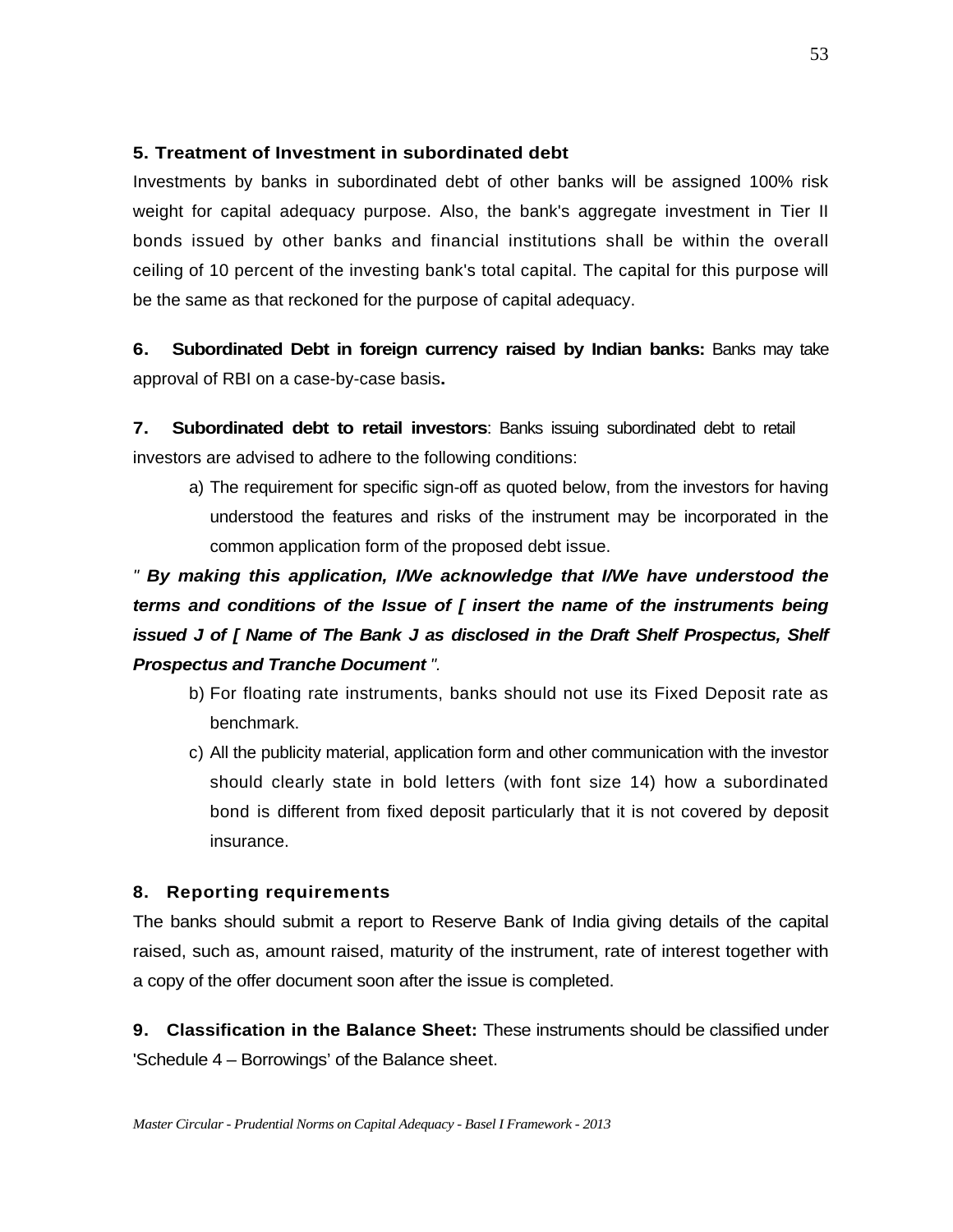**5. Treatment of Investment in subordinated debt**

Investments by banks in subordinated debt of other banks will be assigned 100% risk weight for capital adequacy purpose. Also, the bank's aggregate investment in Tier II bonds issued by other banks and financial institutions shall be within the overall ceiling of 10 percent of the investing bank's total capital. The capital for this purpose will be the same as that reckoned for the purpose of capital adequacy.

**6. Subordinated Debt in foreign currency raised by Indian banks:** Banks may take approval of RBI on a case-by-case basis**.**

**7. Subordinated debt to retail investors**: Banks issuing subordinated debt to retail investors are advised to adhere to the following conditions:

a) The requirement for specific sign-off as quoted below, from the investors for having understood the features and risks of the instrument may be incorporated in the common application form of the proposed debt issue.

*" **By making this application, I/We acknowledge that I/We have understood the terms and conditions of the Issue of [ insert the name of the instruments being issued J of [ Name of The Bank J as disclosed in the Draft Shelf Prospectus, Shelf Prospectus and Tranche Document** ".*

b) For floating rate instruments, banks should not use its Fixed Deposit rate as benchmark.

c) All the publicity material, application form and other communication with the investor should clearly state in bold letters (with font size 14) how a subordinated bond is different from fixed deposit particularly that it is not covered by deposit insurance.

**8. Reporting requirements**

The banks should submit a report to Reserve Bank of India giving details of the capital raised, such as, amount raised, maturity of the instrument, rate of interest together with a copy of the offer document soon after the issue is completed.

**9. Classification in the Balance Sheet:** These instruments should be classified under 'Schedule 4 – Borrowings' of the Balance sheet.